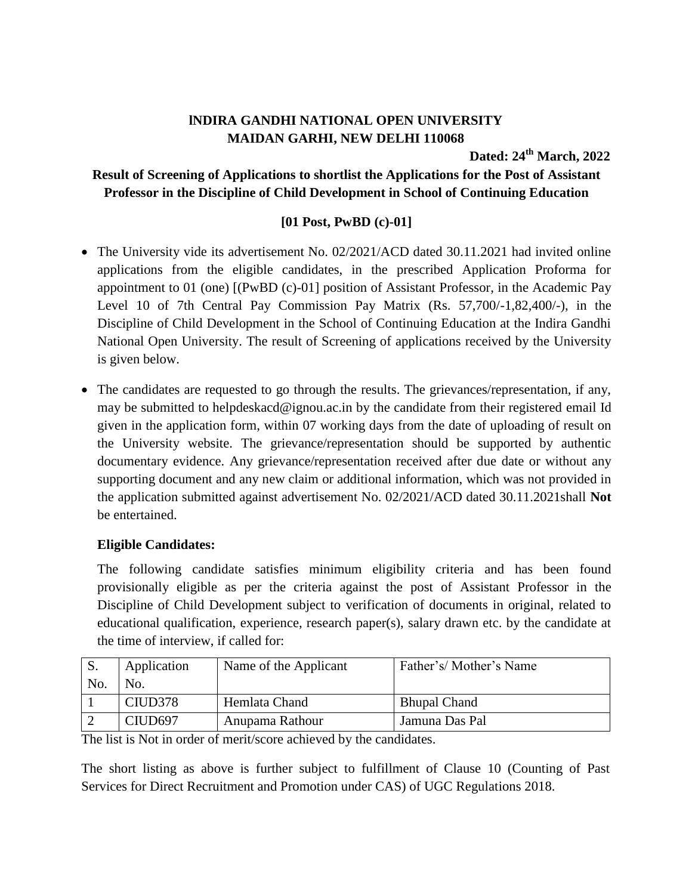# lNDIRA GANDHI NATIONAL OPEN UNIVERSITY
## MAIDAN GARHI, NEW DELHI 110068

**Dated: 24th March, 2022**

## Result of Screening of Applications to shortlist the Applications for the Post of Assistant Professor in the Discipline of Child Development in School of Continuing Education

**[01 Post, PwBD (c)-01]**

- The University vide its advertisement No. 02/2021/ACD dated 30.11.2021 had invited online applications from the eligible candidates, in the prescribed Application Proforma for appointment to 01 (one) [(PwBD (c)-01] position of Assistant Professor, in the Academic Pay Level 10 of 7th Central Pay Commission Pay Matrix (Rs. 57,700/-1,82,400/-), in the Discipline of Child Development in the School of Continuing Education at the Indira Gandhi National Open University. The result of Screening of applications received by the University is given below.

- The candidates are requested to go through the results. The grievances/representation, if any, may be submitted to helpdeskacd@ignou.ac.in by the candidate from their registered email Id given in the application form, within 07 working days from the date of uploading of result on the University website. The grievance/representation should be supported by authentic documentary evidence. Any grievance/representation received after due date or without any supporting document and any new claim or additional information, which was not provided in the application submitted against advertisement No. 02/2021/ACD dated 30.11.2021shall **Not** be entertained.

**Eligible Candidates:**

The following candidate satisfies minimum eligibility criteria and has been found provisionally eligible as per the criteria against the post of Assistant Professor in the Discipline of Child Development subject to verification of documents in original, related to educational qualification, experience, research paper(s), salary drawn etc. by the candidate at the time of interview, if called for:

| S. No. | Application No. | Name of the Applicant | Father's/ Mother's Name |
|---|---|---|---|
| 1 | CIUD378 | Hemlata Chand | Bhupal Chand |
| 2 | CIUD697 | Anupama Rathour | Jamuna Das Pal |

The list is Not in order of merit/score achieved by the candidates.

The short listing as above is further subject to fulfillment of Clause 10 (Counting of Past Services for Direct Recruitment and Promotion under CAS) of UGC Regulations 2018.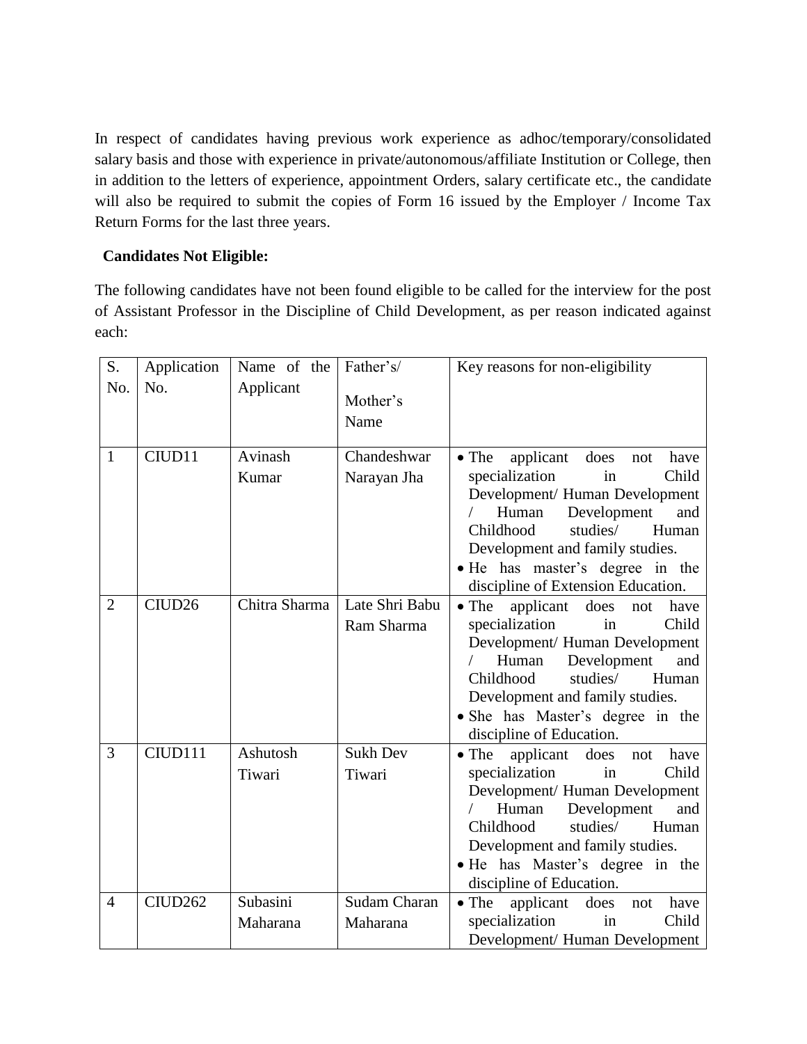In respect of candidates having previous work experience as adhoc/temporary/consolidated salary basis and those with experience in private/autonomous/affiliate Institution or College, then in addition to the letters of experience, appointment Orders, salary certificate etc., the candidate will also be required to submit the copies of Form 16 issued by the Employer / Income Tax Return Forms for the last three years.

**Candidates Not Eligible:**

The following candidates have not been found eligible to be called for the interview for the post of Assistant Professor in the Discipline of Child Development, as per reason indicated against each:

| S. No. | Application No. | Name of the Applicant | Father's/ Mother's Name | Key reasons for non-eligibility |
|---|---|---|---|---|
| 1 | CIUD11 | Avinash Kumar | Chandeshwar Narayan Jha | • The applicant does not have specialization in Child Development/ Human Development / Human Development and Childhood studies/ Human Development and family studies.<br>• He has master's degree in the discipline of Extension Education. |
| 2 | CIUD26 | Chitra Sharma | Late Shri Babu Ram Sharma | • The applicant does not have specialization in Child Development/ Human Development / Human Development and Childhood studies/ Human Development and family studies.<br>• She has Master's degree in the discipline of Education. |
| 3 | CIUD111 | Ashutosh Tiwari | Sukh Dev Tiwari | • The applicant does not have specialization in Child Development/ Human Development / Human Development and Childhood studies/ Human Development and family studies.<br>• He has Master's degree in the discipline of Education. |
| 4 | CIUD262 | Subasini Maharana | Sudam Charan Maharana | • The applicant does not have specialization in Child Development/ Human Development |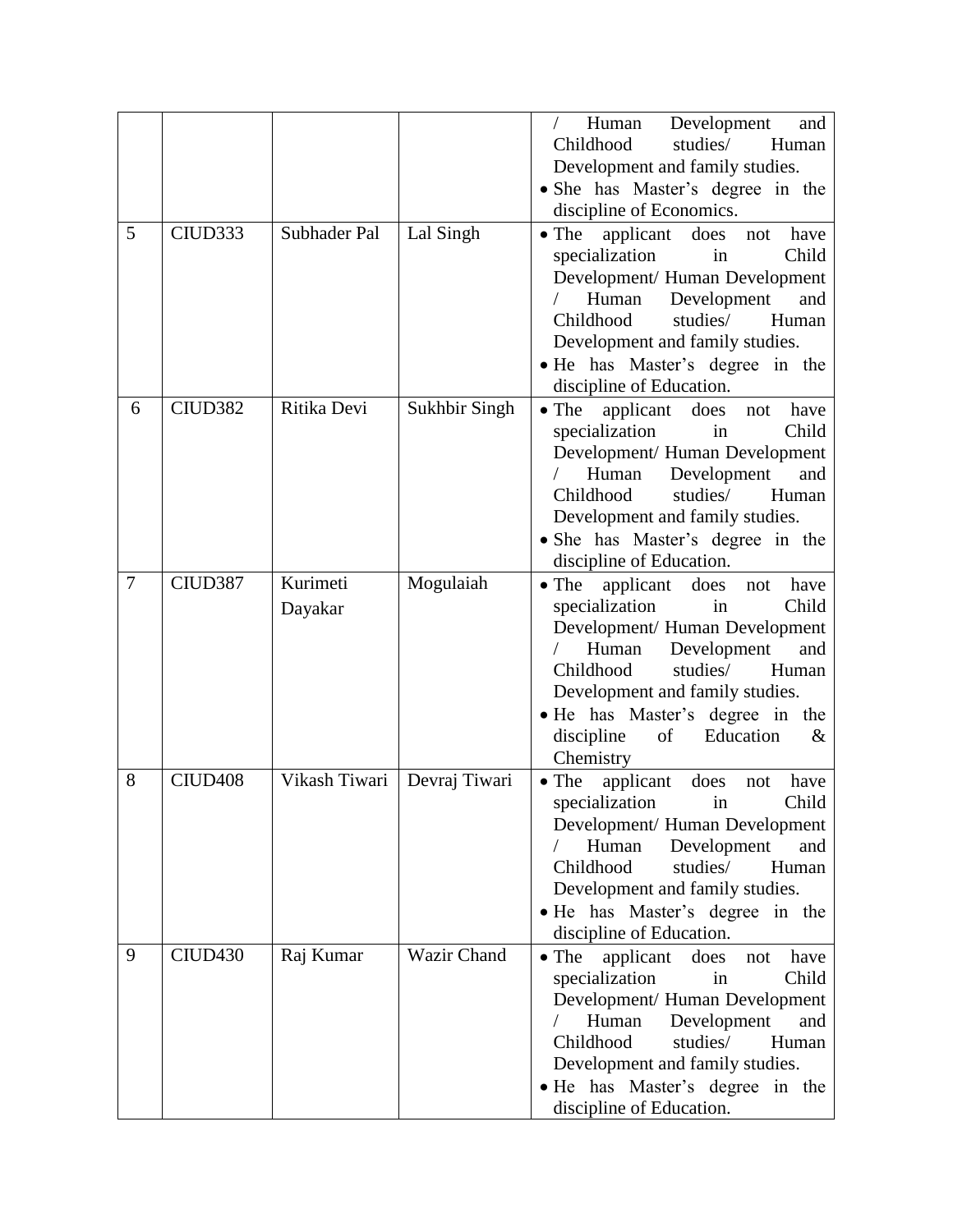| | | | | / Human Development and Childhood studies/ Human Development and family studies.<br>• She has Master's degree in the discipline of Economics. |
|---|---|---|---|---|
| 5 | CIUD333 | Subhader Pal | Lal Singh | • The applicant does not have specialization in Child Development/ Human Development / Human Development and Childhood studies/ Human Development and family studies.<br>• He has Master's degree in the discipline of Education. |
| 6 | CIUD382 | Ritika Devi | Sukhbir Singh | • The applicant does not have specialization in Child Development/ Human Development / Human Development and Childhood studies/ Human Development and family studies.<br>• She has Master's degree in the discipline of Education. |
| 7 | CIUD387 | Kurimeti Dayakar | Mogulaiah | • The applicant does not have specialization in Child Development/ Human Development / Human Development and Childhood studies/ Human Development and family studies.<br>• He has Master's degree in the discipline of Education & Chemistry |
| 8 | CIUD408 | Vikash Tiwari | Devraj Tiwari | • The applicant does not have specialization in Child Development/ Human Development / Human Development and Childhood studies/ Human Development and family studies.<br>• He has Master's degree in the discipline of Education. |
| 9 | CIUD430 | Raj Kumar | Wazir Chand | • The applicant does not have specialization in Child Development/ Human Development / Human Development and Childhood studies/ Human Development and family studies.<br>• He has Master's degree in the discipline of Education. |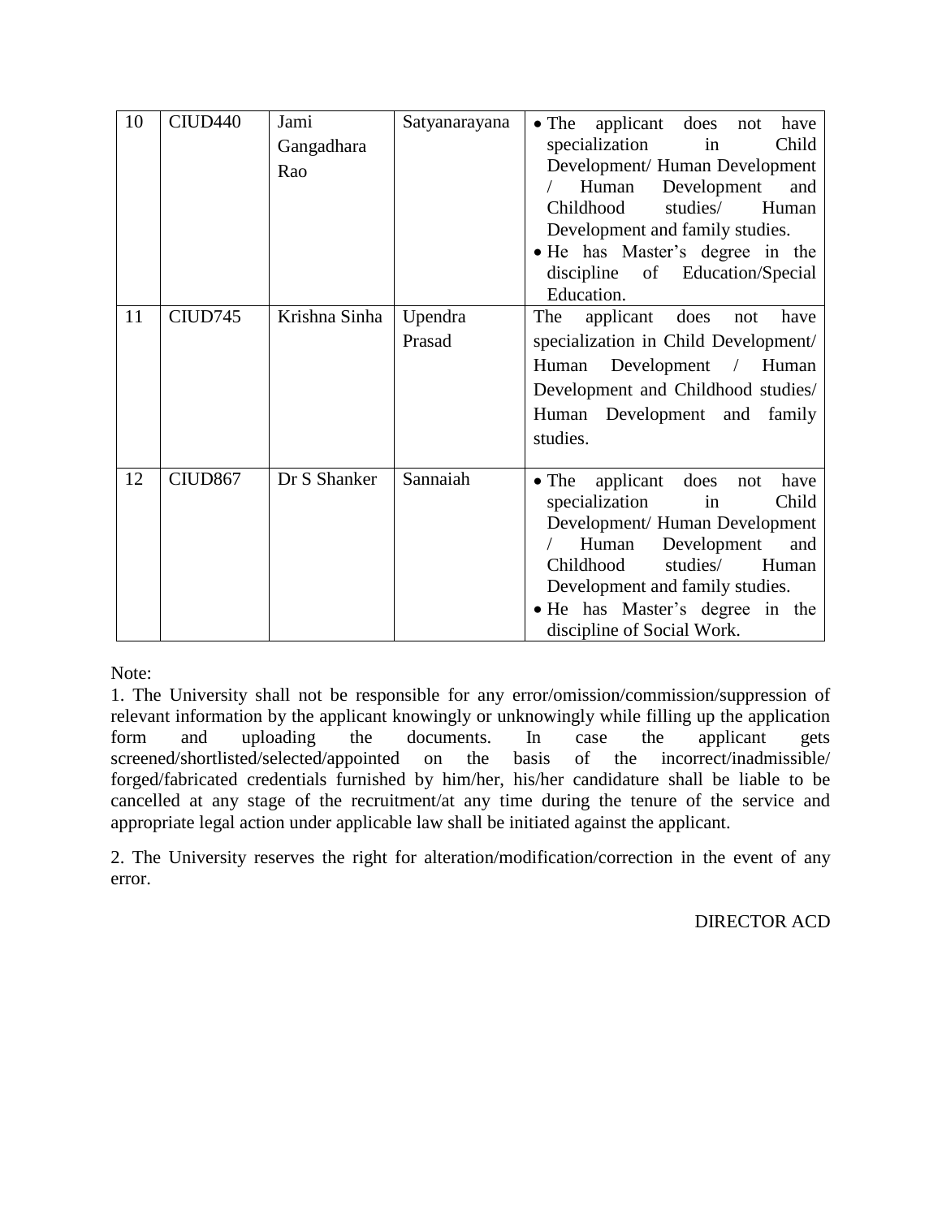| | | | | |
|---|---|---|---|---|
| 10 | CIUD440 | Jami Gangadhara Rao | Satyanarayana | • The applicant does not have specialization in Child Development/ Human Development / Human Development and Childhood studies/ Human Development and family studies.<br>• He has Master's degree in the discipline of Education/Special Education. |
| 11 | CIUD745 | Krishna Sinha | Upendra Prasad | The applicant does not have specialization in Child Development/ Human Development / Human Development and Childhood studies/ Human Development and family studies. |
| 12 | CIUD867 | Dr S Shanker | Sannaiah | • The applicant does not have specialization in Child Development/ Human Development / Human Development and Childhood studies/ Human Development and family studies.<br>• He has Master's degree in the discipline of Social Work. |

Note:

1. The University shall not be responsible for any error/omission/commission/suppression of relevant information by the applicant knowingly or unknowingly while filling up the application form and uploading the documents. In case the applicant gets screened/shortlisted/selected/appointed on the basis of the incorrect/inadmissible/ forged/fabricated credentials furnished by him/her, his/her candidature shall be liable to be cancelled at any stage of the recruitment/at any time during the tenure of the service and appropriate legal action under applicable law shall be initiated against the applicant.

2. The University reserves the right for alteration/modification/correction in the event of any error.

DIRECTOR ACD